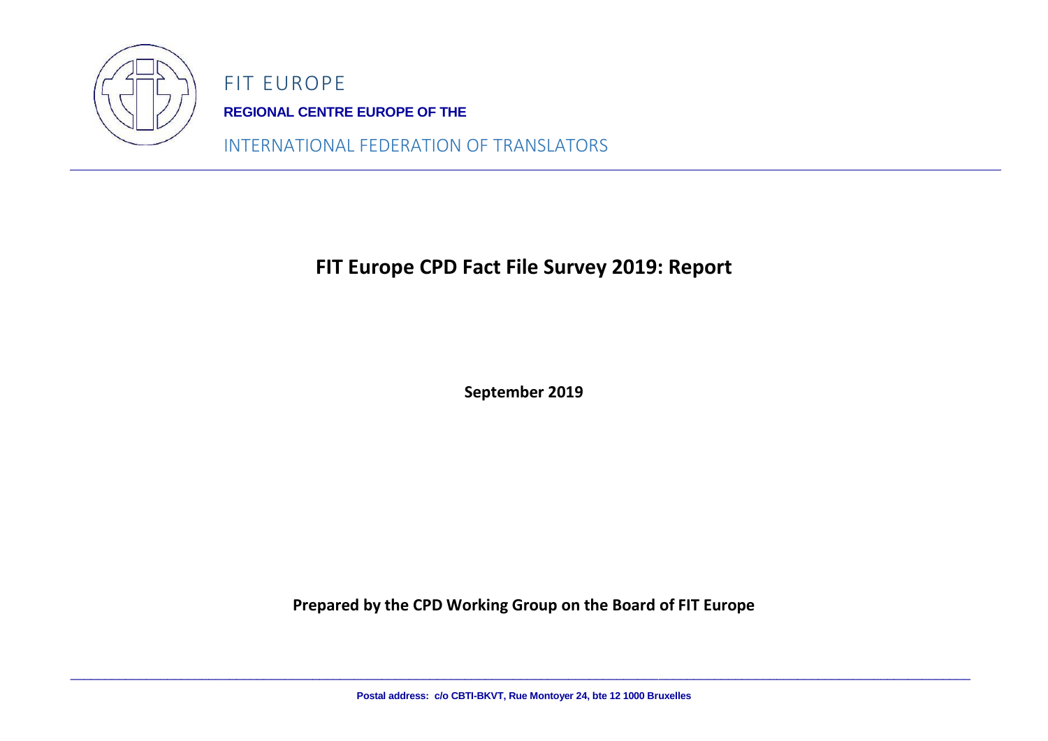FIT EUROPE

**REGIONAL CENTRE EUROPE OF THE**

INTERNATIONAL FEDERATION OF TRANSLATORS

# FIT Europe CPD Fact File Survey 2019: Report

**September 2019**

**Prepared by the CPD Working Group on the Board of FIT Europe**

**Postal address: c/o CBTI-BKVT, Rue Montoyer 24, bte 12 1000 Bruxelles**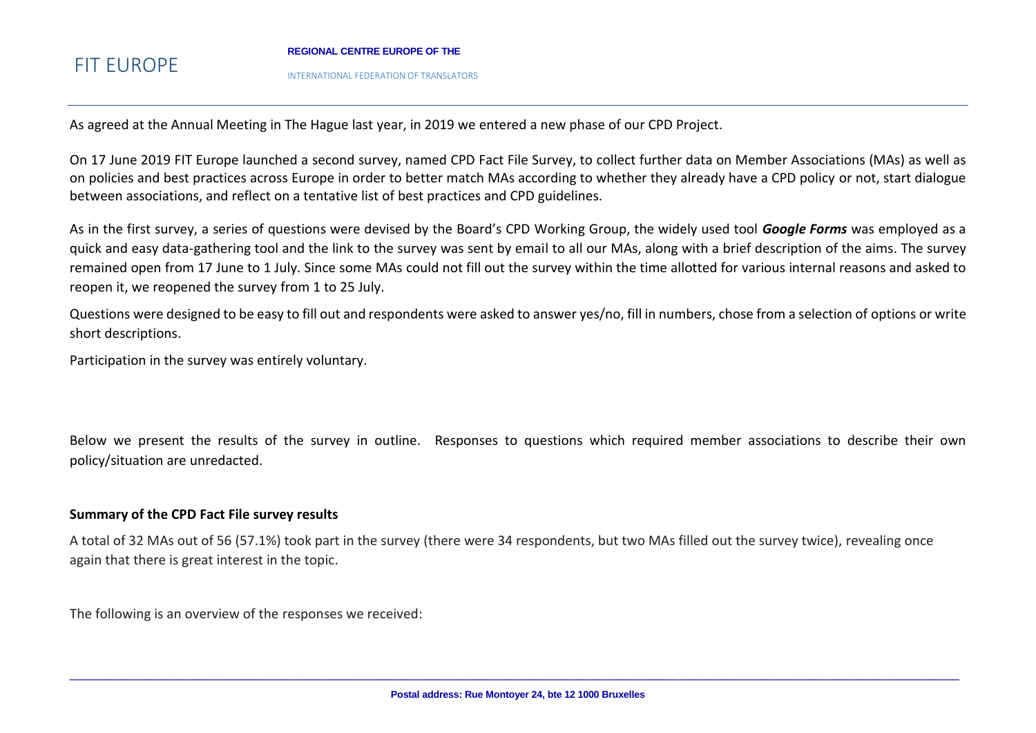As agreed at the Annual Meeting in The Hague last year, in 2019 we entered a new phase of our CPD Project.

On 17 June 2019 FIT Europe launched a second survey, named CPD Fact File Survey, to collect further data on Member Associations (MAs) as well as on policies and best practices across Europe in order to better match MAs according to whether they already have a CPD policy or not, start dialogue between associations, and reflect on a tentative list of best practices and CPD guidelines.

As in the first survey, a series of questions were devised by the Board's CPD Working Group, the widely used tool ***Google Forms*** was employed as a quick and easy data-gathering tool and the link to the survey was sent by email to all our MAs, along with a brief description of the aims. The survey remained open from 17 June to 1 July. Since some MAs could not fill out the survey within the time allotted for various internal reasons and asked to reopen it, we reopened the survey from 1 to 25 July.

Questions were designed to be easy to fill out and respondents were asked to answer yes/no, fill in numbers, chose from a selection of options or write short descriptions.

Participation in the survey was entirely voluntary.

Below we present the results of the survey in outline. Responses to questions which required member associations to describe their own policy/situation are unredacted.

**Summary of the CPD Fact File survey results**

A total of 32 MAs out of 56 (57.1%) took part in the survey (there were 34 respondents, but two MAs filled out the survey twice), revealing once again that there is great interest in the topic.

The following is an overview of the responses we received: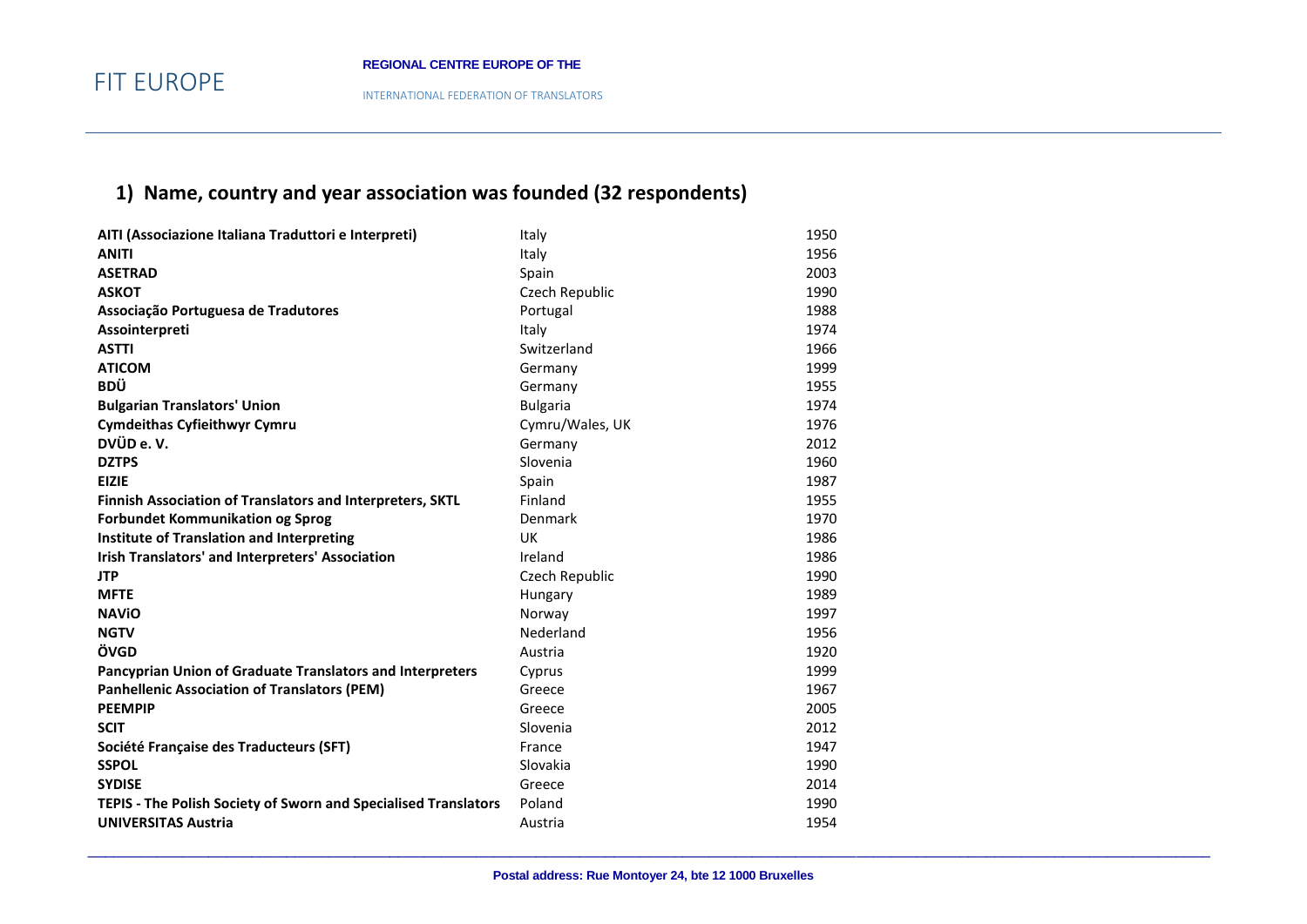## 1) Name, country and year association was founded (32 respondents)

| | | |
|---|---|---|
| **AITI (Associazione Italiana Traduttori e Interpreti)** | Italy | 1950 |
| **ANITI** | Italy | 1956 |
| **ASETRAD** | Spain | 2003 |
| **ASKOT** | Czech Republic | 1990 |
| **Associação Portuguesa de Tradutores** | Portugal | 1988 |
| **Assointerpreti** | Italy | 1974 |
| **ASTTI** | Switzerland | 1966 |
| **ATICOM** | Germany | 1999 |
| **BDÜ** | Germany | 1955 |
| **Bulgarian Translators' Union** | Bulgaria | 1974 |
| **Cymdeithas Cyfieithwyr Cymru** | Cymru/Wales, UK | 1976 |
| **DVÜD e. V.** | Germany | 2012 |
| **DZTPS** | Slovenia | 1960 |
| **EIZIE** | Spain | 1987 |
| **Finnish Association of Translators and Interpreters, SKTL** | Finland | 1955 |
| **Forbundet Kommunikation og Sprog** | Denmark | 1970 |
| **Institute of Translation and Interpreting** | UK | 1986 |
| **Irish Translators' and Interpreters' Association** | Ireland | 1986 |
| **JTP** | Czech Republic | 1990 |
| **MFTE** | Hungary | 1989 |
| **NAViO** | Norway | 1997 |
| **NGTV** | Nederland | 1956 |
| **ÖVGD** | Austria | 1920 |
| **Pancyprian Union of Graduate Translators and Interpreters** | Cyprus | 1999 |
| **Panhellenic Association of Translators (PEM)** | Greece | 1967 |
| **PEEMPIP** | Greece | 2005 |
| **SCIT** | Slovenia | 2012 |
| **Société Française des Traducteurs (SFT)** | France | 1947 |
| **SSPOL** | Slovakia | 1990 |
| **SYDISE** | Greece | 2014 |
| **TEPIS - The Polish Society of Sworn and Specialised Translators** | Poland | 1990 |
| **UNIVERSITAS Austria** | Austria | 1954 |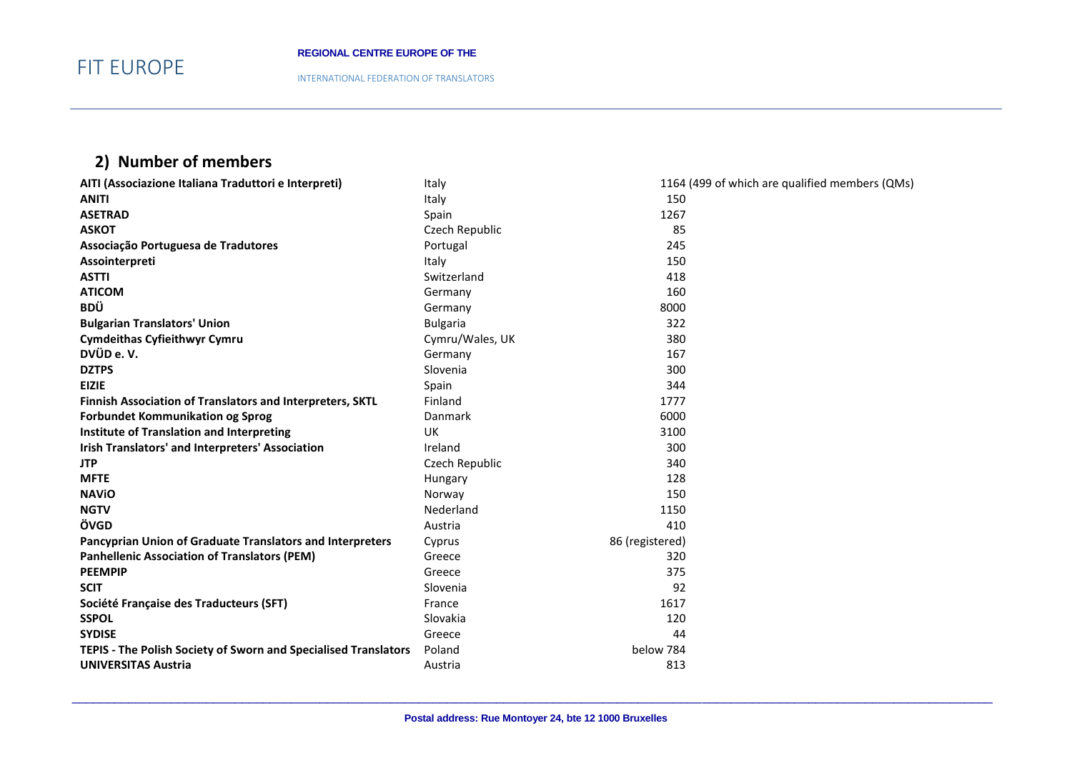## 2) Number of members

| | | |
|---|---|---|
| **AITI (Associazione Italiana Traduttori e Interpreti)** | Italy | 1164 (499 of which are qualified members (QMs) |
| **ANITI** | Italy | 150 |
| **ASETRAD** | Spain | 1267 |
| **ASKOT** | Czech Republic | 85 |
| **Associação Portuguesa de Tradutores** | Portugal | 245 |
| **Assointerpreti** | Italy | 150 |
| **ASTTI** | Switzerland | 418 |
| **ATICOM** | Germany | 160 |
| **BDÜ** | Germany | 8000 |
| **Bulgarian Translators' Union** | Bulgaria | 322 |
| **Cymdeithas Cyfieithwyr Cymru** | Cymru/Wales, UK | 380 |
| **DVÜD e. V.** | Germany | 167 |
| **DZTPS** | Slovenia | 300 |
| **EIZIE** | Spain | 344 |
| **Finnish Association of Translators and Interpreters, SKTL** | Finland | 1777 |
| **Forbundet Kommunikation og Sprog** | Danmark | 6000 |
| **Institute of Translation and Interpreting** | UK | 3100 |
| **Irish Translators' and Interpreters' Association** | Ireland | 300 |
| **JTP** | Czech Republic | 340 |
| **MFTE** | Hungary | 128 |
| **NAViO** | Norway | 150 |
| **NGTV** | Nederland | 1150 |
| **ÖVGD** | Austria | 410 |
| **Pancyprian Union of Graduate Translators and Interpreters** | Cyprus | 86 (registered) |
| **Panhellenic Association of Translators (PEM)** | Greece | 320 |
| **PEEMPIP** | Greece | 375 |
| **SCIT** | Slovenia | 92 |
| **Société Française des Traducteurs (SFT)** | France | 1617 |
| **SSPOL** | Slovakia | 120 |
| **SYDISE** | Greece | 44 |
| **TEPIS - The Polish Society of Sworn and Specialised Translators** | Poland | below 784 |
| **UNIVERSITAS Austria** | Austria | 813 |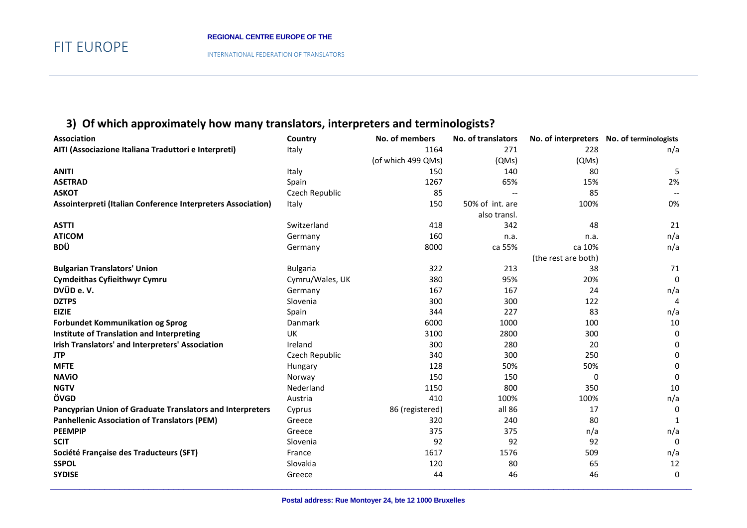### 3) Of which approximately how many translators, interpreters and terminologists?

| Association | Country | No. of members | No. of translators | No. of interpreters | No. of terminologists |
|---|---|---|---|---|---|
| **AITI (Associazione Italiana Traduttori e Interpreti)** | Italy | 1164 (of which 499 QMs) | 271 (QMs) | 228 (QMs) | n/a |
| **ANITI** | Italy | 150 | 140 | 80 | 5 |
| **ASETRAD** | Spain | 1267 | 65% | 15% | 2% |
| **ASKOT** | Czech Republic | 85 | -- | 85 | -- |
| **Assointerpreti (Italian Conference Interpreters Association)** | Italy | 150 | 50% of int. are also transl. | 100% | 0% |
| **ASTTI** | Switzerland | 418 | 342 | 48 | 21 |
| **ATICOM** | Germany | 160 | n.a. | n.a. | n/a |
| **BDÜ** | Germany | 8000 | ca 55% | ca 10% (the rest are both) | n/a |
| **Bulgarian Translators' Union** | Bulgaria | 322 | 213 | 38 | 71 |
| **Cymdeithas Cyfieithwyr Cymru** | Cymru/Wales, UK | 380 | 95% | 20% | 0 |
| **DVÜD e. V.** | Germany | 167 | 167 | 24 | n/a |
| **DZTPS** | Slovenia | 300 | 300 | 122 | 4 |
| **EIZIE** | Spain | 344 | 227 | 83 | n/a |
| **Forbundet Kommunikation og Sprog** | Danmark | 6000 | 1000 | 100 | 10 |
| **Institute of Translation and Interpreting** | UK | 3100 | 2800 | 300 | 0 |
| **Irish Translators' and Interpreters' Association** | Ireland | 300 | 280 | 20 | 0 |
| **JTP** | Czech Republic | 340 | 300 | 250 | 0 |
| **MFTE** | Hungary | 128 | 50% | 50% | 0 |
| **NAViO** | Norway | 150 | 150 | 0 | 0 |
| **NGTV** | Nederland | 1150 | 800 | 350 | 10 |
| **ÖVGD** | Austria | 410 | 100% | 100% | n/a |
| **Pancyprian Union of Graduate Translators and Interpreters** | Cyprus | 86 (registered) | all 86 | 17 | 0 |
| **Panhellenic Association of Translators (PEM)** | Greece | 320 | 240 | 80 | 1 |
| **PEEMPIP** | Greece | 375 | 375 | n/a | n/a |
| **SCIT** | Slovenia | 92 | 92 | 92 | 0 |
| **Société Française des Traducteurs (SFT)** | France | 1617 | 1576 | 509 | n/a |
| **SSPOL** | Slovakia | 120 | 80 | 65 | 12 |
| **SYDISE** | Greece | 44 | 46 | 46 | 0 |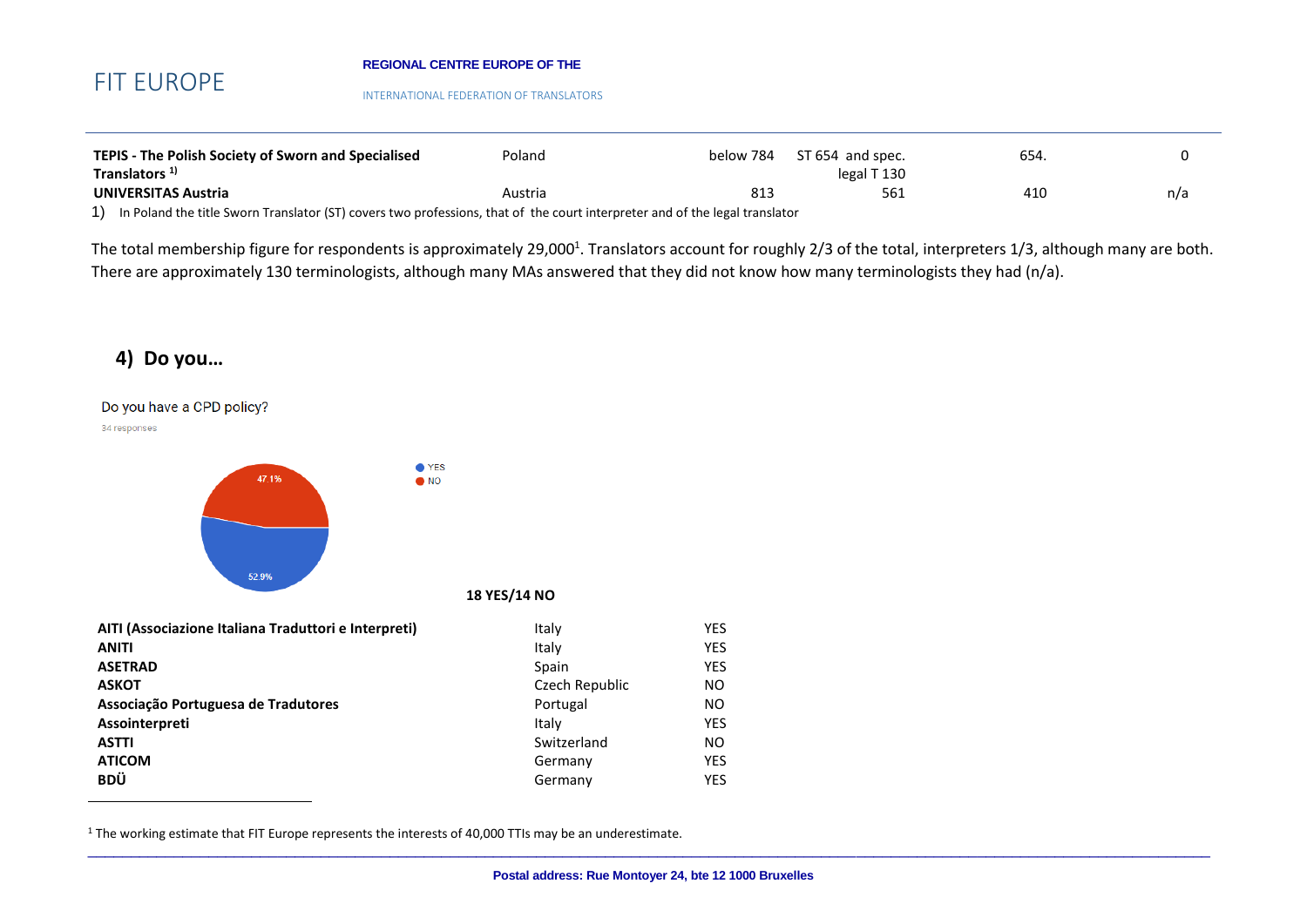| | | | | | |
|---|---|---|---|---|---|
| **TEPIS - The Polish Society of Sworn and Specialised Translators [1)]** | Poland | below 784 | ST 654 and spec. legal T 130 | 654. | 0 |
| **UNIVERSITAS Austria** | Austria | 813 | 561 | 410 | n/a |

1) In Poland the title Sworn Translator (ST) covers two professions, that of the court interpreter and of the legal translator

The total membership figure for respondents is approximately 29,000[1]. Translators account for roughly 2/3 of the total, interpreters 1/3, although many are both. There are approximately 130 terminologists, although many MAs answered that they did not know how many terminologists they had (n/a).

## 4) Do you…

Do you have a CPD policy?

34 responses

YES 52.9%
NO 47.1%

**18 YES/14 NO**

| | | |
|---|---|---|
| **AITI (Associazione Italiana Traduttori e Interpreti)** | Italy | YES |
| **ANITI** | Italy | YES |
| **ASETRAD** | Spain | YES |
| **ASKOT** | Czech Republic | NO |
| **Associação Portuguesa de Tradutores** | Portugal | NO |
| **Assointerpreti** | Italy | YES |
| **ASTTI** | Switzerland | NO |
| **ATICOM** | Germany | YES |
| **BDÜ** | Germany | YES |

[1] The working estimate that FIT Europe represents the interests of 40,000 TTIs may be an underestimate.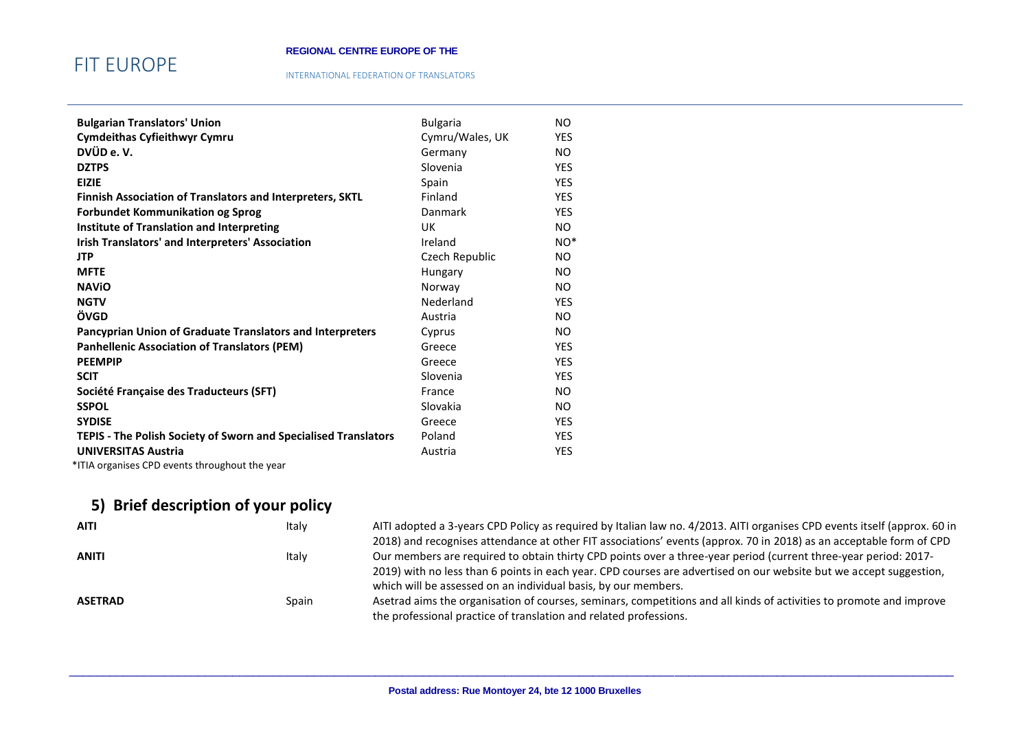| | | |
|---|---|---|
| **Bulgarian Translators' Union** | Bulgaria | NO |
| **Cymdeithas Cyfieithwyr Cymru** | Cymru/Wales, UK | YES |
| **DVÜD e. V.** | Germany | NO |
| **DZTPS** | Slovenia | YES |
| **EIZIE** | Spain | YES |
| **Finnish Association of Translators and Interpreters, SKTL** | Finland | YES |
| **Forbundet Kommunikation og Sprog** | Danmark | YES |
| **Institute of Translation and Interpreting** | UK | NO |
| **Irish Translators' and Interpreters' Association** | Ireland | NO* |
| **JTP** | Czech Republic | NO |
| **MFTE** | Hungary | NO |
| **NAViO** | Norway | NO |
| **NGTV** | Nederland | YES |
| **ÖVGD** | Austria | NO |
| **Pancyprian Union of Graduate Translators and Interpreters** | Cyprus | NO |
| **Panhellenic Association of Translators (PEM)** | Greece | YES |
| **PEEMPIP** | Greece | YES |
| **SCIT** | Slovenia | YES |
| **Société Française des Traducteurs (SFT)** | France | NO |
| **SSPOL** | Slovakia | NO |
| **SYDISE** | Greece | YES |
| **TEPIS - The Polish Society of Sworn and Specialised Translators** | Poland | YES |
| **UNIVERSITAS Austria** | Austria | YES |

*ITIA organises CPD events throughout the year

## 5) Brief description of your policy

| | | |
|---|---|---|
| **AITI** | Italy | AITI adopted a 3-years CPD Policy as required by Italian law no. 4/2013. AITI organises CPD events itself (approx. 60 in 2018) and recognises attendance at other FIT associations' events (approx. 70 in 2018) as an acceptable form of CPD |
| **ANITI** | Italy | Our members are required to obtain thirty CPD points over a three-year period (current three-year period: 2017-2019) with no less than 6 points in each year. CPD courses are advertised on our website but we accept suggestion, which will be assessed on an individual basis, by our members. |
| **ASETRAD** | Spain | Asetrad aims the organisation of courses, seminars, competitions and all kinds of activities to promote and improve the professional practice of translation and related professions. |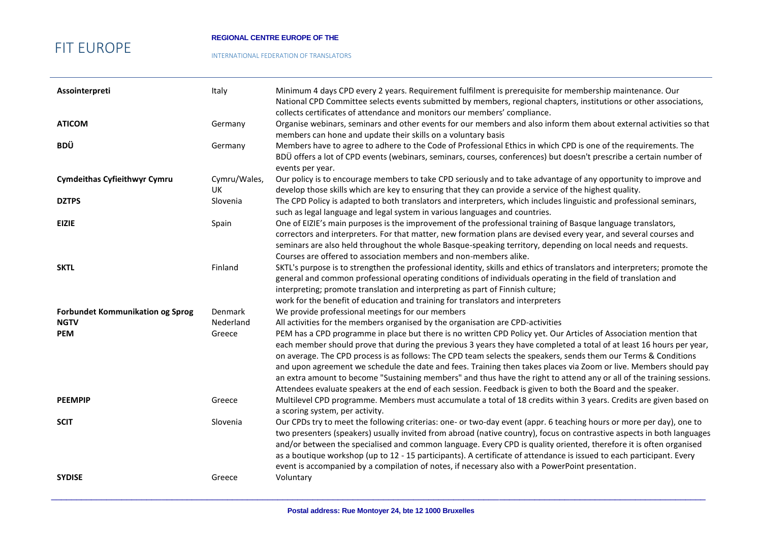| | | |
|---|---|---|
| **Assointerpreti** | Italy | Minimum 4 days CPD every 2 years. Requirement fulfilment is prerequisite for membership maintenance. Our National CPD Committee selects events submitted by members, regional chapters, institutions or other associations, collects certificates of attendance and monitors our members' compliance. |
| **ATICOM** | Germany | Organise webinars, seminars and other events for our members and also inform them about external activities so that members can hone and update their skills on a voluntary basis |
| **BDÜ** | Germany | Members have to agree to adhere to the Code of Professional Ethics in which CPD is one of the requirements. The BDÜ offers a lot of CPD events (webinars, seminars, courses, conferences) but doesn't prescribe a certain number of events per year. |
| **Cymdeithas Cyfieithwyr Cymru** | Cymru/Wales, UK | Our policy is to encourage members to take CPD seriously and to take advantage of any opportunity to improve and develop those skills which are key to ensuring that they can provide a service of the highest quality. |
| **DZTPS** | Slovenia | The CPD Policy is adapted to both translators and interpreters, which includes linguistic and professional seminars, such as legal language and legal system in various languages and countries. |
| **EIZIE** | Spain | One of EIZIE's main purposes is the improvement of the professional training of Basque language translators, correctors and interpreters. For that matter, new formation plans are devised every year, and several courses and seminars are also held throughout the whole Basque-speaking territory, depending on local needs and requests. Courses are offered to association members and non-members alike. |
| **SKTL** | Finland | SKTL's purpose is to strengthen the professional identity, skills and ethics of translators and interpreters; promote the general and common professional operating conditions of individuals operating in the field of translation and interpreting; promote translation and interpreting as part of Finnish culture; work for the benefit of education and training for translators and interpreters |
| **Forbundet Kommunikation og Sprog** | Denmark | We provide professional meetings for our members |
| **NGTV** | Nederland | All activities for the members organised by the organisation are CPD-activities |
| **PEM** | Greece | PEM has a CPD programme in place but there is no written CPD Policy yet. Our Articles of Association mention that each member should prove that during the previous 3 years they have completed a total of at least 16 hours per year, on average. The CPD process is as follows: The CPD team selects the speakers, sends them our Terms & Conditions and upon agreement we schedule the date and fees. Training then takes places via Zoom or live. Members should pay an extra amount to become "Sustaining members" and thus have the right to attend any or all of the training sessions. Attendees evaluate speakers at the end of each session. Feedback is given to both the Board and the speaker. |
| **PEEMPIP** | Greece | Multilevel CPD programme. Members must accumulate a total of 18 credits within 3 years. Credits are given based on a scoring system, per activity. |
| **SCIT** | Slovenia | Our CPDs try to meet the following criterias: one- or two-day event (appr. 6 teaching hours or more per day), one to two presenters (speakers) usually invited from abroad (native country), focus on contrastive aspects in both languages and/or between the specialised and common language. Every CPD is quality oriented, therefore it is often organised as a boutique workshop (up to 12 - 15 participants). A certificate of attendance is issued to each participant. Every event is accompanied by a compilation of notes, if necessary also with a PowerPoint presentation. |
| **SYDISE** | Greece | Voluntary |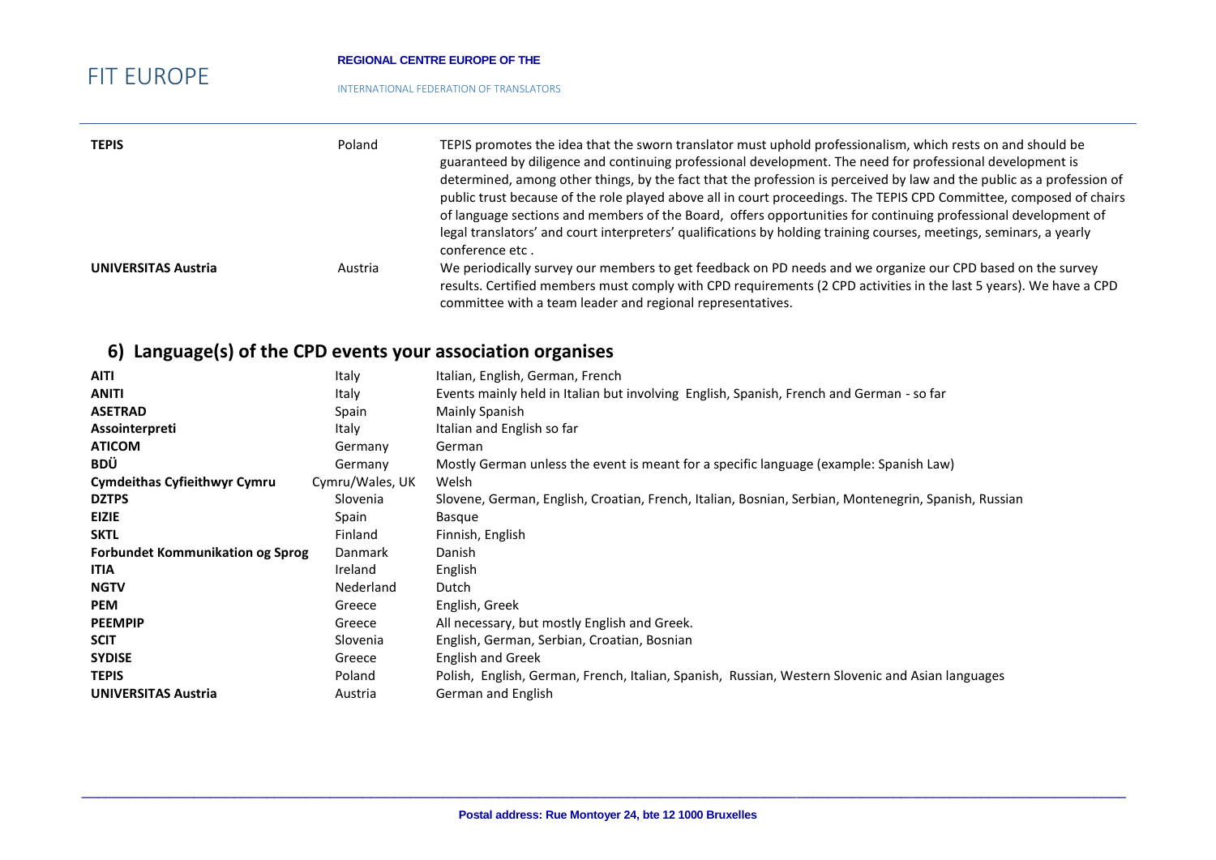| | | |
|---|---|---|
| **TEPIS** | Poland | TEPIS promotes the idea that the sworn translator must uphold professionalism, which rests on and should be guaranteed by diligence and continuing professional development. The need for professional development is determined, among other things, by the fact that the profession is perceived by law and the public as a profession of public trust because of the role played above all in court proceedings. The TEPIS CPD Committee, composed of chairs of language sections and members of the Board, offers opportunities for continuing professional development of legal translators' and court interpreters' qualifications by holding training courses, meetings, seminars, a yearly conference etc . |
| **UNIVERSITAS Austria** | Austria | We periodically survey our members to get feedback on PD needs and we organize our CPD based on the survey results. Certified members must comply with CPD requirements (2 CPD activities in the last 5 years). We have a CPD committee with a team leader and regional representatives. |

## 6) Language(s) of the CPD events your association organises

| | | |
|---|---|---|
| **AITI** | Italy | Italian, English, German, French |
| **ANITI** | Italy | Events mainly held in Italian but involving English, Spanish, French and German - so far |
| **ASETRAD** | Spain | Mainly Spanish |
| **Assointerpreti** | Italy | Italian and English so far |
| **ATICOM** | Germany | German |
| **BDÜ** | Germany | Mostly German unless the event is meant for a specific language (example: Spanish Law) |
| **Cymdeithas Cyfieithwyr Cymru** | Cymru/Wales, UK | Welsh |
| **DZTPS** | Slovenia | Slovene, German, English, Croatian, French, Italian, Bosnian, Serbian, Montenegrin, Spanish, Russian |
| **EIZIE** | Spain | Basque |
| **SKTL** | Finland | Finnish, English |
| **Forbundet Kommunikation og Sprog** | Danmark | Danish |
| **ITIA** | Ireland | English |
| **NGTV** | Nederland | Dutch |
| **PEM** | Greece | English, Greek |
| **PEEMPIP** | Greece | All necessary, but mostly English and Greek. |
| **SCIT** | Slovenia | English, German, Serbian, Croatian, Bosnian |
| **SYDISE** | Greece | English and Greek |
| **TEPIS** | Poland | Polish, English, German, French, Italian, Spanish, Russian, Western Slovenic and Asian languages |
| **UNIVERSITAS Austria** | Austria | German and English |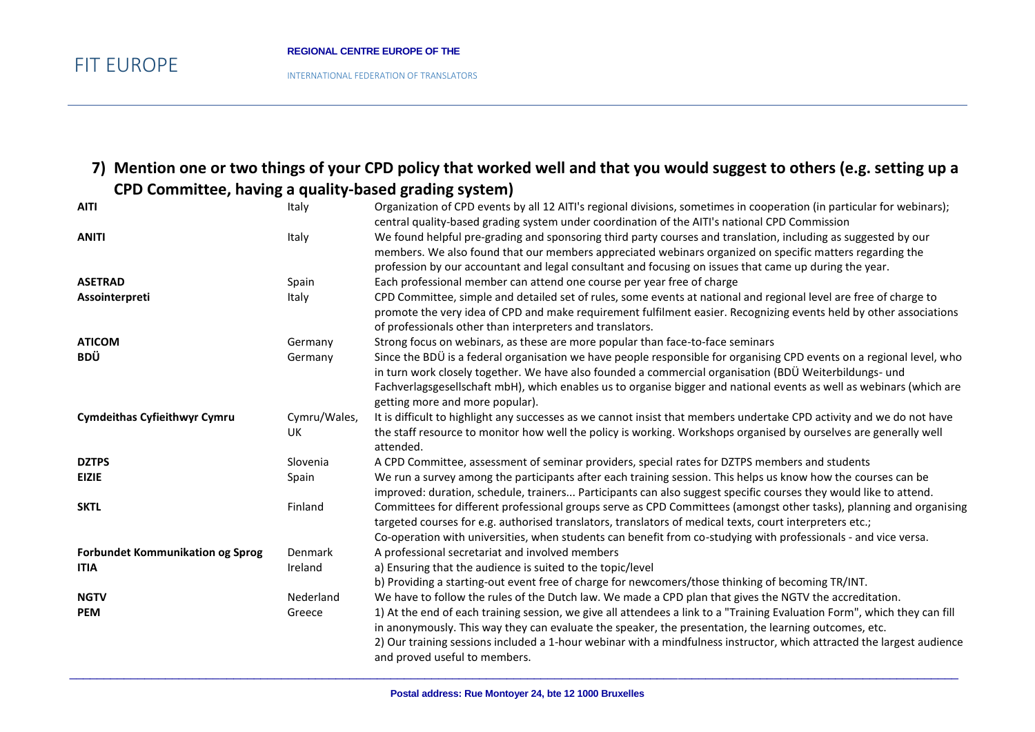## 7) Mention one or two things of your CPD policy that worked well and that you would suggest to others (e.g. setting up a CPD Committee, having a quality-based grading system)

| | | |
|---|---|---|
| **AITI** | Italy | Organization of CPD events by all 12 AITI's regional divisions, sometimes in cooperation (in particular for webinars); central quality-based grading system under coordination of the AITI's national CPD Commission |
| **ANITI** | Italy | We found helpful pre-grading and sponsoring third party courses and translation, including as suggested by our members. We also found that our members appreciated webinars organized on specific matters regarding the profession by our accountant and legal consultant and focusing on issues that came up during the year. |
| **ASETRAD** | Spain | Each professional member can attend one course per year free of charge |
| **Assointerpreti** | Italy | CPD Committee, simple and detailed set of rules, some events at national and regional level are free of charge to promote the very idea of CPD and make requirement fulfilment easier. Recognizing events held by other associations of professionals other than interpreters and translators. |
| **ATICOM** | Germany | Strong focus on webinars, as these are more popular than face-to-face seminars |
| **BDÜ** | Germany | Since the BDÜ is a federal organisation we have people responsible for organising CPD events on a regional level, who in turn work closely together. We have also founded a commercial organisation (BDÜ Weiterbildungs- und Fachverlagsgesellschaft mbH), which enables us to organise bigger and national events as well as webinars (which are getting more and more popular). |
| **Cymdeithas Cyfieithwyr Cymru** | Cymru/Wales, UK | It is difficult to highlight any successes as we cannot insist that members undertake CPD activity and we do not have the staff resource to monitor how well the policy is working. Workshops organised by ourselves are generally well attended. |
| **DZTPS** | Slovenia | A CPD Committee, assessment of seminar providers, special rates for DZTPS members and students |
| **EIZIE** | Spain | We run a survey among the participants after each training session. This helps us know how the courses can be improved: duration, schedule, trainers... Participants can also suggest specific courses they would like to attend. |
| **SKTL** | Finland | Committees for different professional groups serve as CPD Committees (amongst other tasks), planning and organising targeted courses for e.g. authorised translators, translators of medical texts, court interpreters etc.;<br>Co-operation with universities, when students can benefit from co-studying with professionals - and vice versa. |
| **Forbundet Kommunikation og Sprog** | Denmark | A professional secretariat and involved members |
| **ITIA** | Ireland | a) Ensuring that the audience is suited to the topic/level<br>b) Providing a starting-out event free of charge for newcomers/those thinking of becoming TR/INT. |
| **NGTV** | Nederland | We have to follow the rules of the Dutch law. We made a CPD plan that gives the NGTV the accreditation. |
| **PEM** | Greece | 1) At the end of each training session, we give all attendees a link to a "Training Evaluation Form", which they can fill in anonymously. This way they can evaluate the speaker, the presentation, the learning outcomes, etc.<br>2) Our training sessions included a 1-hour webinar with a mindfulness instructor, which attracted the largest audience and proved useful to members. |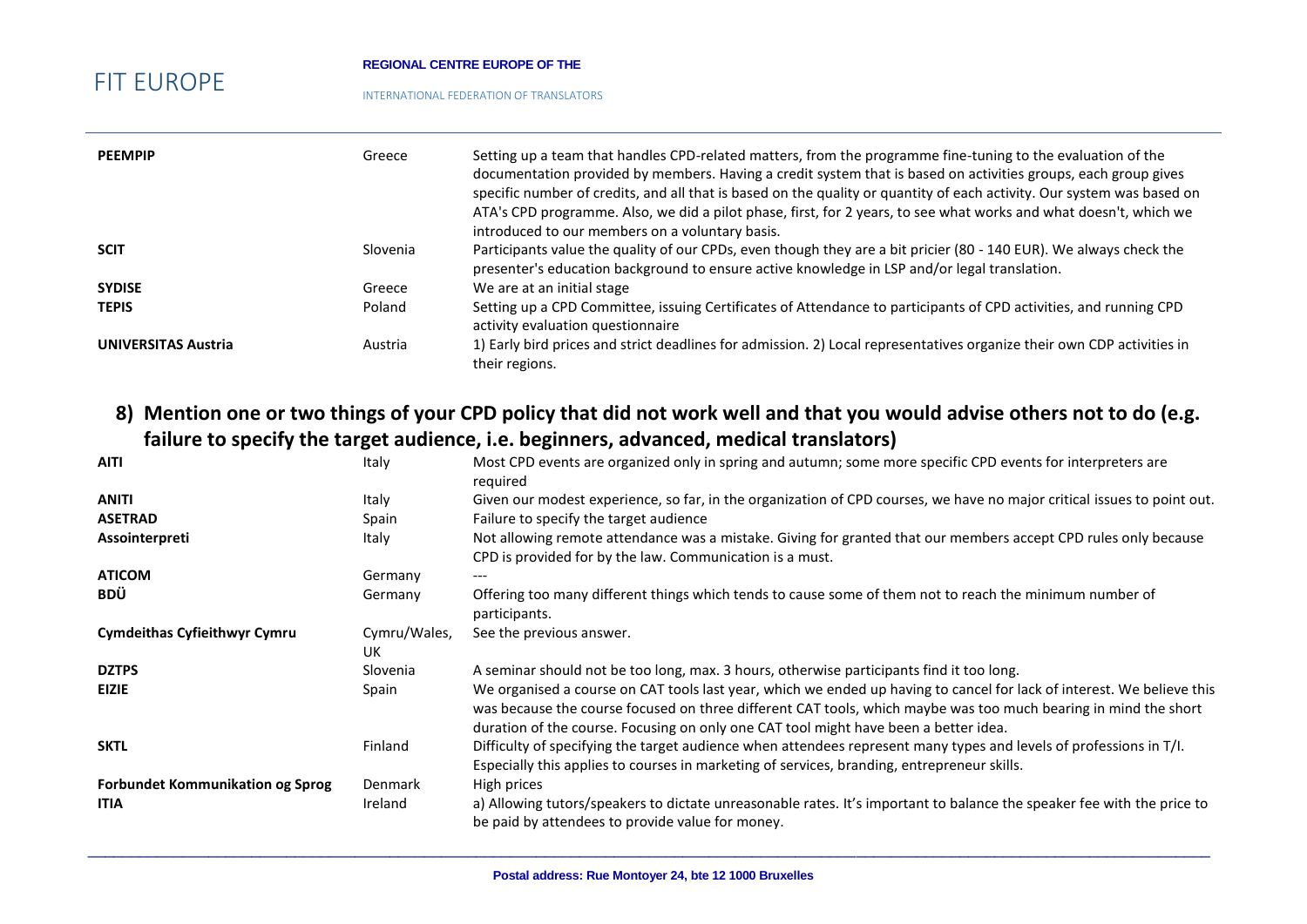| | | |
|---|---|---|
| **PEEMPIP** | Greece | Setting up a team that handles CPD-related matters, from the programme fine-tuning to the evaluation of the documentation provided by members. Having a credit system that is based on activities groups, each group gives specific number of credits, and all that is based on the quality or quantity of each activity. Our system was based on ATA's CPD programme. Also, we did a pilot phase, first, for 2 years, to see what works and what doesn't, which we introduced to our members on a voluntary basis. |
| **SCIT** | Slovenia | Participants value the quality of our CPDs, even though they are a bit pricier (80 - 140 EUR). We always check the presenter's education background to ensure active knowledge in LSP and/or legal translation. |
| **SYDISE** | Greece | We are at an initial stage |
| **TEPIS** | Poland | Setting up a CPD Committee, issuing Certificates of Attendance to participants of CPD activities, and running CPD activity evaluation questionnaire |
| **UNIVERSITAS Austria** | Austria | 1) Early bird prices and strict deadlines for admission. 2) Local representatives organize their own CDP activities in their regions. |

## 8) Mention one or two things of your CPD policy that did not work well and that you would advise others not to do (e.g. failure to specify the target audience, i.e. beginners, advanced, medical translators)

| | | |
|---|---|---|
| **AITI** | Italy | Most CPD events are organized only in spring and autumn; some more specific CPD events for interpreters are required |
| **ANITI** | Italy | Given our modest experience, so far, in the organization of CPD courses, we have no major critical issues to point out. |
| **ASETRAD** | Spain | Failure to specify the target audience |
| **Assointerpreti** | Italy | Not allowing remote attendance was a mistake. Giving for granted that our members accept CPD rules only because CPD is provided for by the law. Communication is a must. |
| **ATICOM** | Germany | --- |
| **BDÜ** | Germany | Offering too many different things which tends to cause some of them not to reach the minimum number of participants. |
| **Cymdeithas Cyfieithwyr Cymru** | Cymru/Wales, UK | See the previous answer. |
| **DZTPS** | Slovenia | A seminar should not be too long, max. 3 hours, otherwise participants find it too long. |
| **EIZIE** | Spain | We organised a course on CAT tools last year, which we ended up having to cancel for lack of interest. We believe this was because the course focused on three different CAT tools, which maybe was too much bearing in mind the short duration of the course. Focusing on only one CAT tool might have been a better idea. |
| **SKTL** | Finland | Difficulty of specifying the target audience when attendees represent many types and levels of professions in T/I. Especially this applies to courses in marketing of services, branding, entrepreneur skills. |
| **Forbundet Kommunikation og Sprog** | Denmark | High prices |
| **ITIA** | Ireland | a) Allowing tutors/speakers to dictate unreasonable rates. It's important to balance the speaker fee with the price to be paid by attendees to provide value for money. |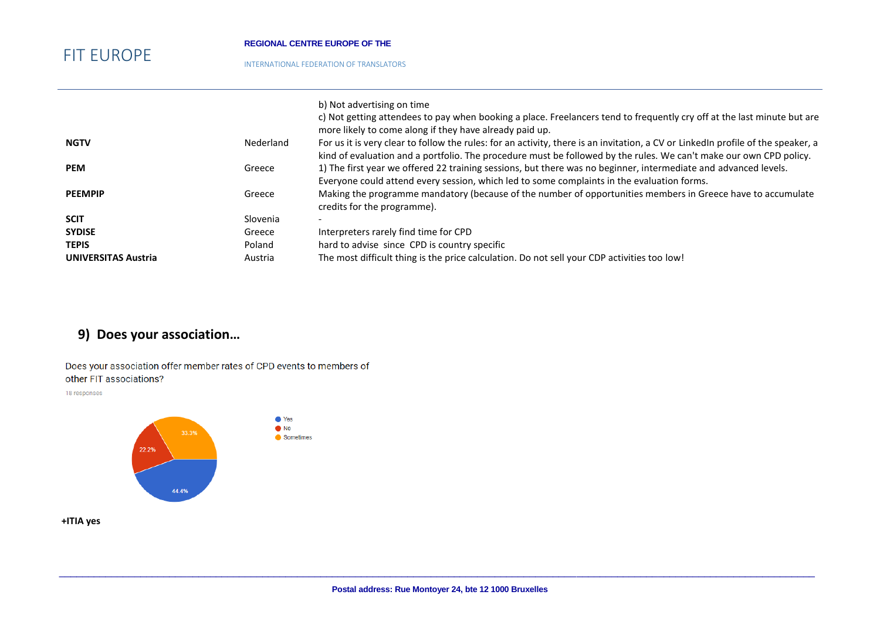| | | |
|---|---|---|
| | | b) Not advertising on time<br>c) Not getting attendees to pay when booking a place. Freelancers tend to frequently cry off at the last minute but are more likely to come along if they have already paid up. |
| **NGTV** | Nederland | For us it is very clear to follow the rules: for an activity, there is an invitation, a CV or LinkedIn profile of the speaker, a kind of evaluation and a portfolio. The procedure must be followed by the rules. We can't make our own CPD policy. |
| **PEM** | Greece | 1) The first year we offered 22 training sessions, but there was no beginner, intermediate and advanced levels. Everyone could attend every session, which led to some complaints in the evaluation forms. |
| **PEEMPIP** | Greece | Making the programme mandatory (because of the number of opportunities members in Greece have to accumulate credits for the programme). |
| **SCIT** | Slovenia | - |
| **SYDISE** | Greece | Interpreters rarely find time for CPD |
| **TEPIS** | Poland | hard to advise since CPD is country specific |
| **UNIVERSITAS Austria** | Austria | The most difficult thing is the price calculation. Do not sell your CDP activities too low! |

## 9) Does your association…

Does your association offer member rates of CPD events to members of other FIT associations?

18 responses

- Yes: 44.4%
- No: 22.2%
- Sometimes: 33.3%

**+ITIA yes**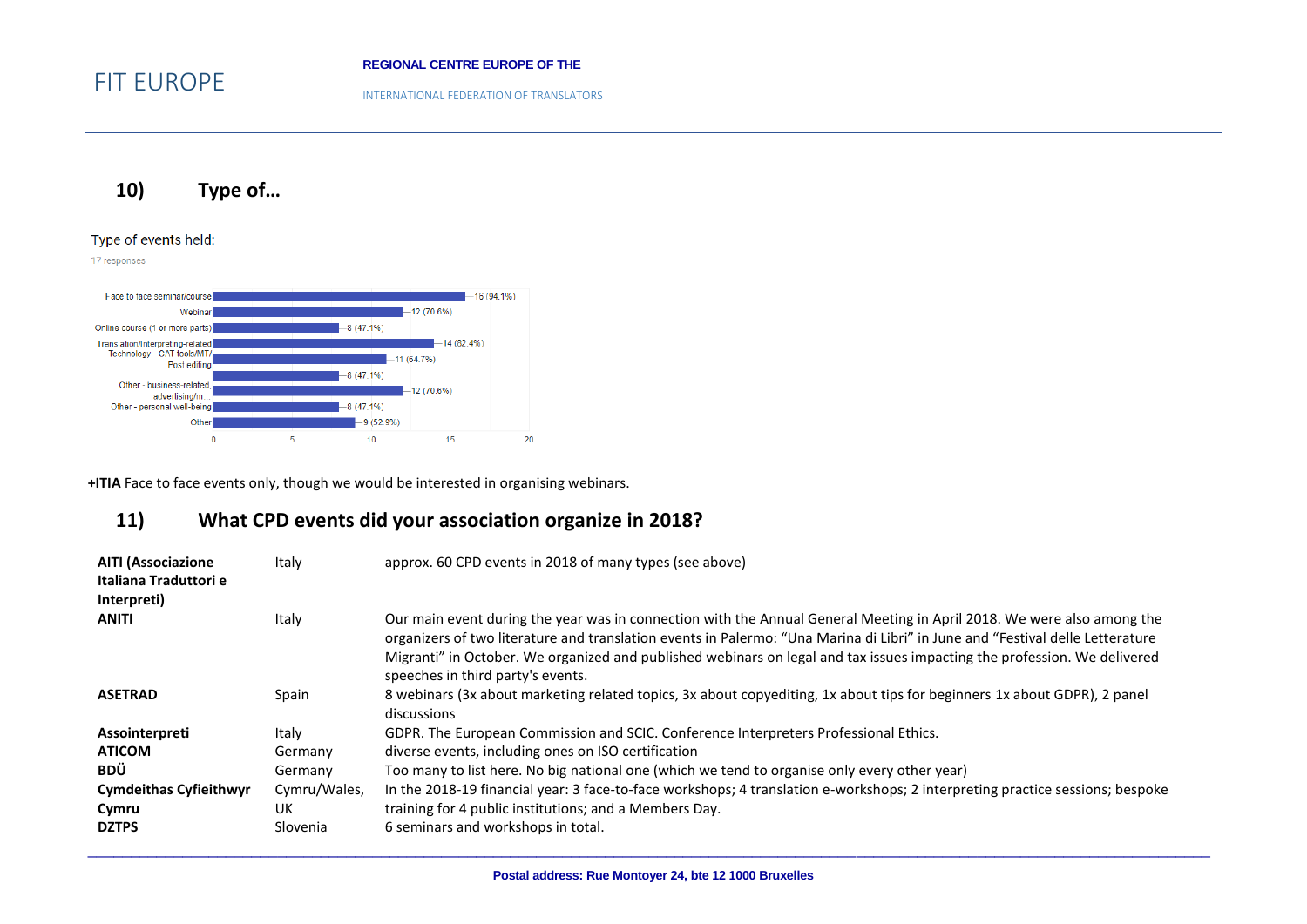## 10) Type of…

Type of events held:

17 responses

| Type | Responses |
|---|---|
| Face to face seminar/course | 16 (94.1%) |
| Webinar | 12 (70.6%) |
| Online course (1 or more parts) | 8 (47.1%) |
| Translation/Interpreting-related | 14 (82.4%) |
| Technology - CAT tools/MT/Post editing | 11 (64.7%) |
| | 8 (47.1%) |
| Other - business-related, advertising/m... | 12 (70.6%) |
| Other - personal well-being | 8 (47.1%) |
| Other | 9 (52.9%) |

**+ITIA** Face to face events only, though we would be interested in organising webinars.

## 11) What CPD events did your association organize in 2018?

| | | |
|---|---|---|
| **AITI (Associazione Italiana Traduttori e Interpreti)** | Italy | approx. 60 CPD events in 2018 of many types (see above) |
| **ANITI** | Italy | Our main event during the year was in connection with the Annual General Meeting in April 2018. We were also among the organizers of two literature and translation events in Palermo: "Una Marina di Libri" in June and "Festival delle Letterature Migranti" in October. We organized and published webinars on legal and tax issues impacting the profession. We delivered speeches in third party's events. |
| **ASETRAD** | Spain | 8 webinars (3x about marketing related topics, 3x about copyediting, 1x about tips for beginners 1x about GDPR), 2 panel discussions |
| **Assointerpreti** | Italy | GDPR. The European Commission and SCIC. Conference Interpreters Professional Ethics. |
| **ATICOM** | Germany | diverse events, including ones on ISO certification |
| **BDÜ** | Germany | Too many to list here. No big national one (which we tend to organise only every other year) |
| **Cymdeithas Cyfieithwyr Cymru** | Cymru/Wales, UK | In the 2018-19 financial year: 3 face-to-face workshops; 4 translation e-workshops; 2 interpreting practice sessions; bespoke training for 4 public institutions; and a Members Day. |
| **DZTPS** | Slovenia | 6 seminars and workshops in total. |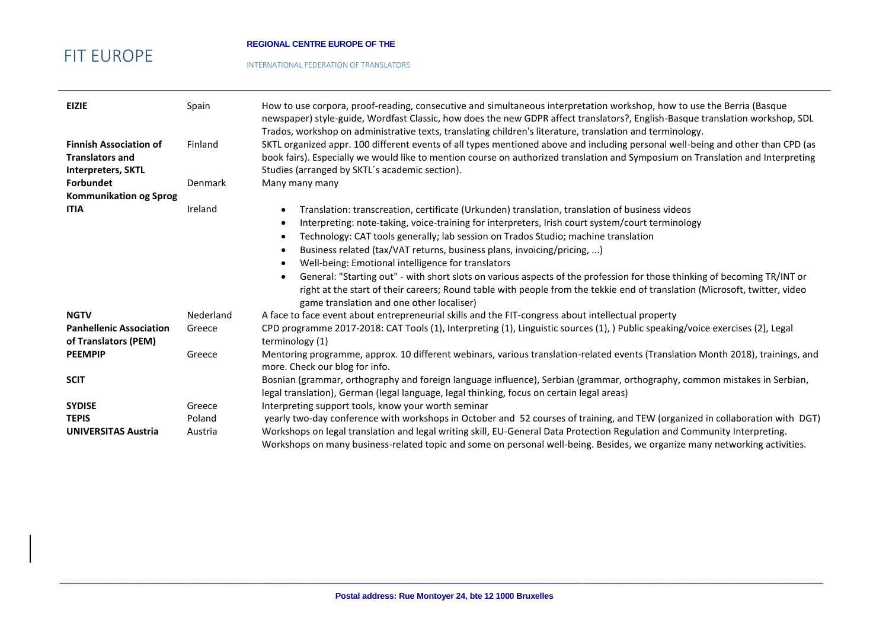| | | |
|---|---|---|
| **EIZIE** | Spain | How to use corpora, proof-reading, consecutive and simultaneous interpretation workshop, how to use the Berria (Basque newspaper) style-guide, Wordfast Classic, how does the new GDPR affect translators?, English-Basque translation workshop, SDL Trados, workshop on administrative texts, translating children's literature, translation and terminology. |
| **Finnish Association of Translators and Interpreters, SKTL** | Finland | SKTL organized appr. 100 different events of all types mentioned above and including personal well-being and other than CPD (as book fairs). Especially we would like to mention course on authorized translation and Symposium on Translation and Interpreting Studies (arranged by SKTL´s academic section). |
| **Forbundet Kommunikation og Sprog** | Denmark | Many many many |
| **ITIA** | Ireland | • Translation: transcreation, certificate (Urkunden) translation, translation of business videos<br>• Interpreting: note-taking, voice-training for interpreters, Irish court system/court terminology<br>• Technology: CAT tools generally; lab session on Trados Studio; machine translation<br>• Business related (tax/VAT returns, business plans, invoicing/pricing, ...)<br>• Well-being: Emotional intelligence for translators<br>• General: "Starting out" - with short slots on various aspects of the profession for those thinking of becoming TR/INT or right at the start of their careers; Round table with people from the tekkie end of translation (Microsoft, twitter, video game translation and one other localiser) |
| **NGTV** | Nederland | A face to face event about entrepreneurial skills and the FIT-congress about intellectual property |
| **Panhellenic Association of Translators (PEM)** | Greece | CPD programme 2017-2018: CAT Tools (1), Interpreting (1), Linguistic sources (1), ) Public speaking/voice exercises (2), Legal terminology (1) |
| **PEEMPIP** | Greece | Mentoring programme, approx. 10 different webinars, various translation-related events (Translation Month 2018), trainings, and more. Check our blog for info. |
| **SCIT** | | Bosnian (grammar, orthography and foreign language influence), Serbian (grammar, orthography, common mistakes in Serbian, legal translation), German (legal language, legal thinking, focus on certain legal areas) |
| **SYDISE** | Greece | Interpreting support tools, know your worth seminar |
| **TEPIS** | Poland | yearly two-day conference with workshops in October and 52 courses of training, and TEW (organized in collaboration with DGT) |
| **UNIVERSITAS Austria** | Austria | Workshops on legal translation and legal writing skill, EU-General Data Protection Regulation and Community Interpreting. Workshops on many business-related topic and some on personal well-being. Besides, we organize many networking activities. |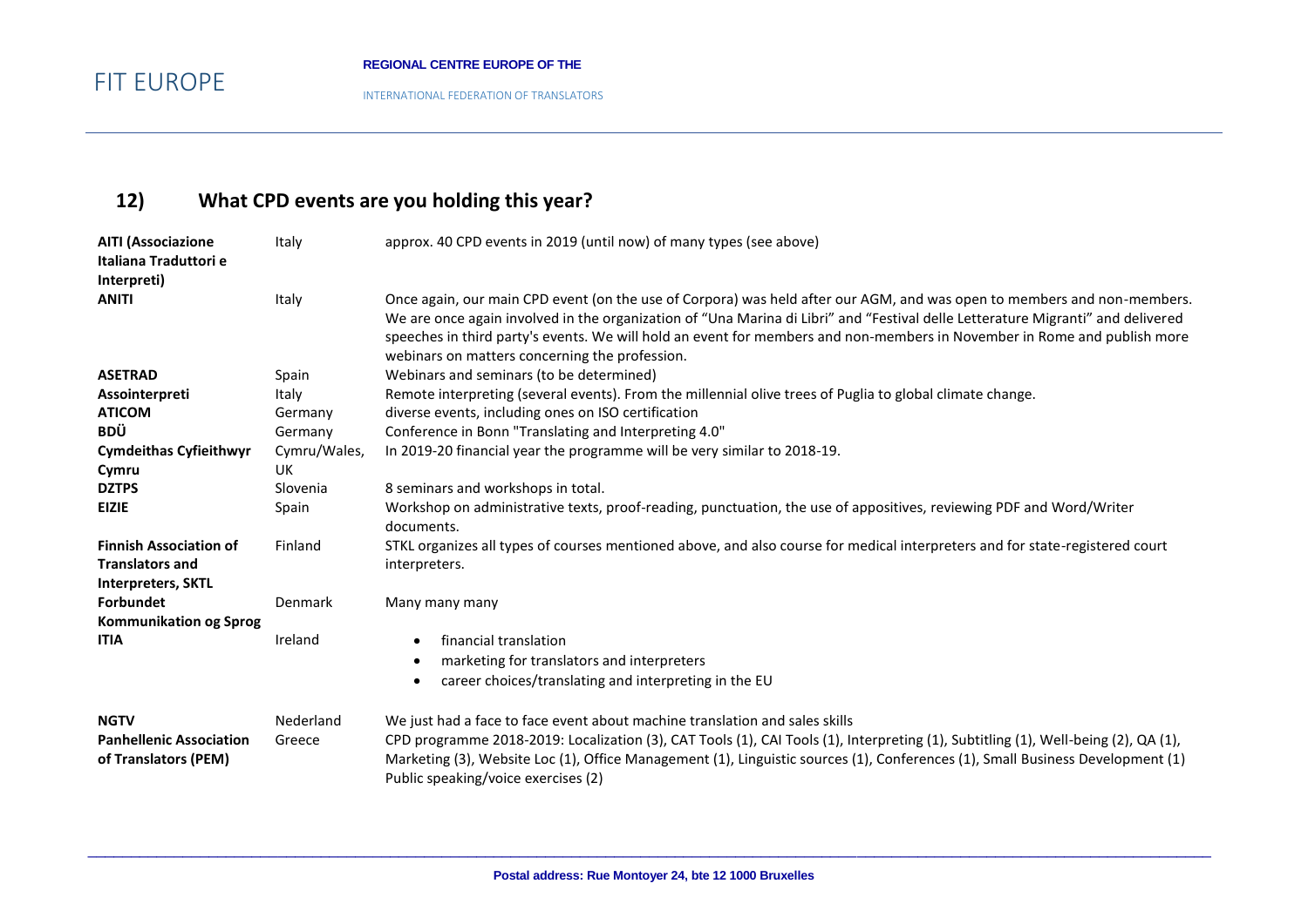## 12) What CPD events are you holding this year?

| | | |
|---|---|---|
| **AITI (Associazione Italiana Traduttori e Interpreti)** | Italy | approx. 40 CPD events in 2019 (until now) of many types (see above) |
| **ANITI** | Italy | Once again, our main CPD event (on the use of Corpora) was held after our AGM, and was open to members and non-members. We are once again involved in the organization of "Una Marina di Libri" and "Festival delle Letterature Migranti" and delivered speeches in third party's events. We will hold an event for members and non-members in November in Rome and publish more webinars on matters concerning the profession. |
| **ASETRAD** | Spain | Webinars and seminars (to be determined) |
| **Assointerpreti** | Italy | Remote interpreting (several events). From the millennial olive trees of Puglia to global climate change. |
| **ATICOM** | Germany | diverse events, including ones on ISO certification |
| **BDÜ** | Germany | Conference in Bonn "Translating and Interpreting 4.0" |
| **Cymdeithas Cyfieithwyr Cymru** | Cymru/Wales, UK | In 2019-20 financial year the programme will be very similar to 2018-19. |
| **DZTPS** | Slovenia | 8 seminars and workshops in total. |
| **EIZIE** | Spain | Workshop on administrative texts, proof-reading, punctuation, the use of appositives, reviewing PDF and Word/Writer documents. |
| **Finnish Association of Translators and Interpreters, SKTL** | Finland | STKL organizes all types of courses mentioned above, and also course for medical interpreters and for state-registered court interpreters. |
| **Forbundet Kommunikation og Sprog** | Denmark | Many many many |
| **ITIA** | Ireland | • financial translation<br>• marketing for translators and interpreters<br>• career choices/translating and interpreting in the EU |
| **NGTV** | Nederland | We just had a face to face event about machine translation and sales skills |
| **Panhellenic Association of Translators (PEM)** | Greece | CPD programme 2018-2019: Localization (3), CAT Tools (1), CAI Tools (1), Interpreting (1), Subtitling (1), Well-being (2), QA (1), Marketing (3), Website Loc (1), Office Management (1), Linguistic sources (1), Conferences (1), Small Business Development (1) Public speaking/voice exercises (2) |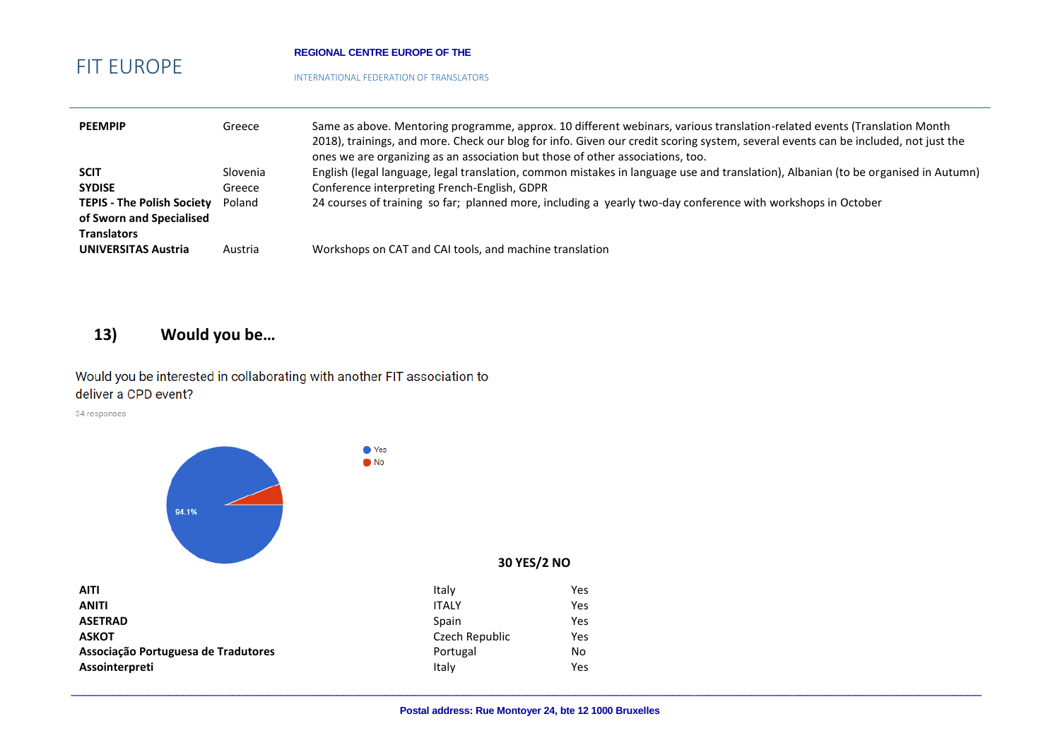| | | |
|---|---|---|
| **PEEMPIP** | Greece | Same as above. Mentoring programme, approx. 10 different webinars, various translation-related events (Translation Month 2018), trainings, and more. Check our blog for info. Given our credit scoring system, several events can be included, not just the ones we are organizing as an association but those of other associations, too. |
| **SCIT** | Slovenia | English (legal language, legal translation, common mistakes in language use and translation), Albanian (to be organised in Autumn) |
| **SYDISE** | Greece | Conference interpreting French-English, GDPR |
| **TEPIS - The Polish Society of Sworn and Specialised Translators** | Poland | 24 courses of training so far; planned more, including a yearly two-day conference with workshops in October |
| **UNIVERSITAS Austria** | Austria | Workshops on CAT and CAI tools, and machine translation |

## 13) Would you be…

Would you be interested in collaborating with another FIT association to deliver a CPD event?

34 responses

- Yes: 94.1%
- No

**30 YES/2 NO**

| | | |
|---|---|---|
| **AITI** | Italy | Yes |
| **ANITI** | ITALY | Yes |
| **ASETRAD** | Spain | Yes |
| **ASKOT** | Czech Republic | Yes |
| **Associação Portuguesa de Tradutores** | Portugal | No |
| **Assointerpreti** | Italy | Yes |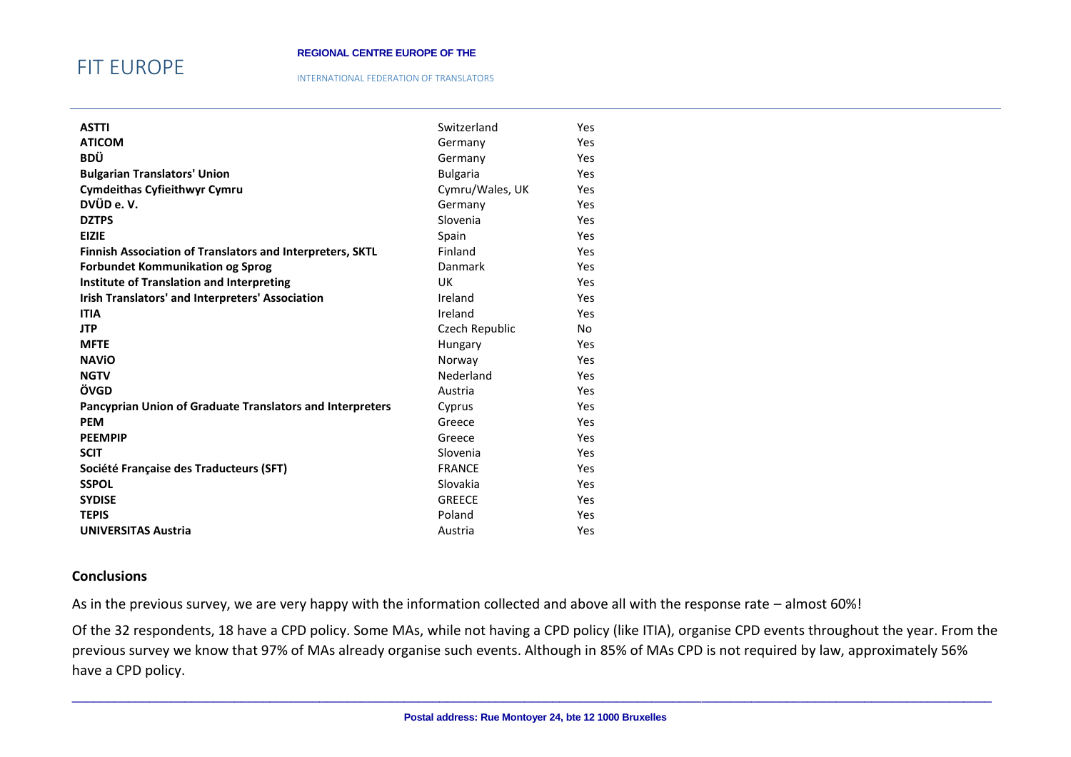| | | |
|---|---|---|
| **ASTTI** | Switzerland | Yes |
| **ATICOM** | Germany | Yes |
| **BDÜ** | Germany | Yes |
| **Bulgarian Translators' Union** | Bulgaria | Yes |
| **Cymdeithas Cyfieithwyr Cymru** | Cymru/Wales, UK | Yes |
| **DVÜD e. V.** | Germany | Yes |
| **DZTPS** | Slovenia | Yes |
| **EIZIE** | Spain | Yes |
| **Finnish Association of Translators and Interpreters, SKTL** | Finland | Yes |
| **Forbundet Kommunikation og Sprog** | Danmark | Yes |
| **Institute of Translation and Interpreting** | UK | Yes |
| **Irish Translators' and Interpreters' Association** | Ireland | Yes |
| **ITIA** | Ireland | Yes |
| **JTP** | Czech Republic | No |
| **MFTE** | Hungary | Yes |
| **NAViO** | Norway | Yes |
| **NGTV** | Nederland | Yes |
| **ÖVGD** | Austria | Yes |
| **Pancyprian Union of Graduate Translators and Interpreters** | Cyprus | Yes |
| **PEM** | Greece | Yes |
| **PEEMPIP** | Greece | Yes |
| **SCIT** | Slovenia | Yes |
| **Société Française des Traducteurs (SFT)** | FRANCE | Yes |
| **SSPOL** | Slovakia | Yes |
| **SYDISE** | GREECE | Yes |
| **TEPIS** | Poland | Yes |
| **UNIVERSITAS Austria** | Austria | Yes |

## Conclusions

As in the previous survey, we are very happy with the information collected and above all with the response rate – almost 60%!

Of the 32 respondents, 18 have a CPD policy. Some MAs, while not having a CPD policy (like ITIA), organise CPD events throughout the year. From the previous survey we know that 97% of MAs already organise such events. Although in 85% of MAs CPD is not required by law, approximately 56% have a CPD policy.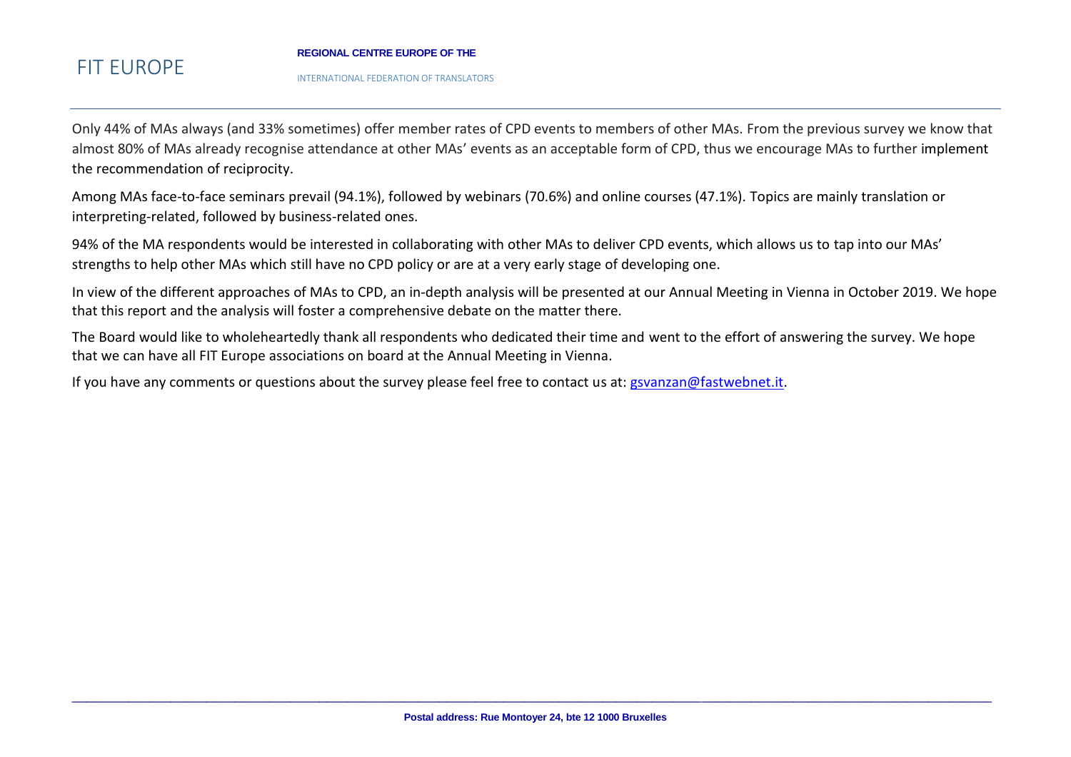Only 44% of MAs always (and 33% sometimes) offer member rates of CPD events to members of other MAs. From the previous survey we know that almost 80% of MAs already recognise attendance at other MAs' events as an acceptable form of CPD, thus we encourage MAs to further implement the recommendation of reciprocity.

Among MAs face-to-face seminars prevail (94.1%), followed by webinars (70.6%) and online courses (47.1%). Topics are mainly translation or interpreting-related, followed by business-related ones.

94% of the MA respondents would be interested in collaborating with other MAs to deliver CPD events, which allows us to tap into our MAs' strengths to help other MAs which still have no CPD policy or are at a very early stage of developing one.

In view of the different approaches of MAs to CPD, an in-depth analysis will be presented at our Annual Meeting in Vienna in October 2019. We hope that this report and the analysis will foster a comprehensive debate on the matter there.

The Board would like to wholeheartedly thank all respondents who dedicated their time and went to the effort of answering the survey. We hope that we can have all FIT Europe associations on board at the Annual Meeting in Vienna.

If you have any comments or questions about the survey please feel free to contact us at: gsvanzan@fastwebnet.it.